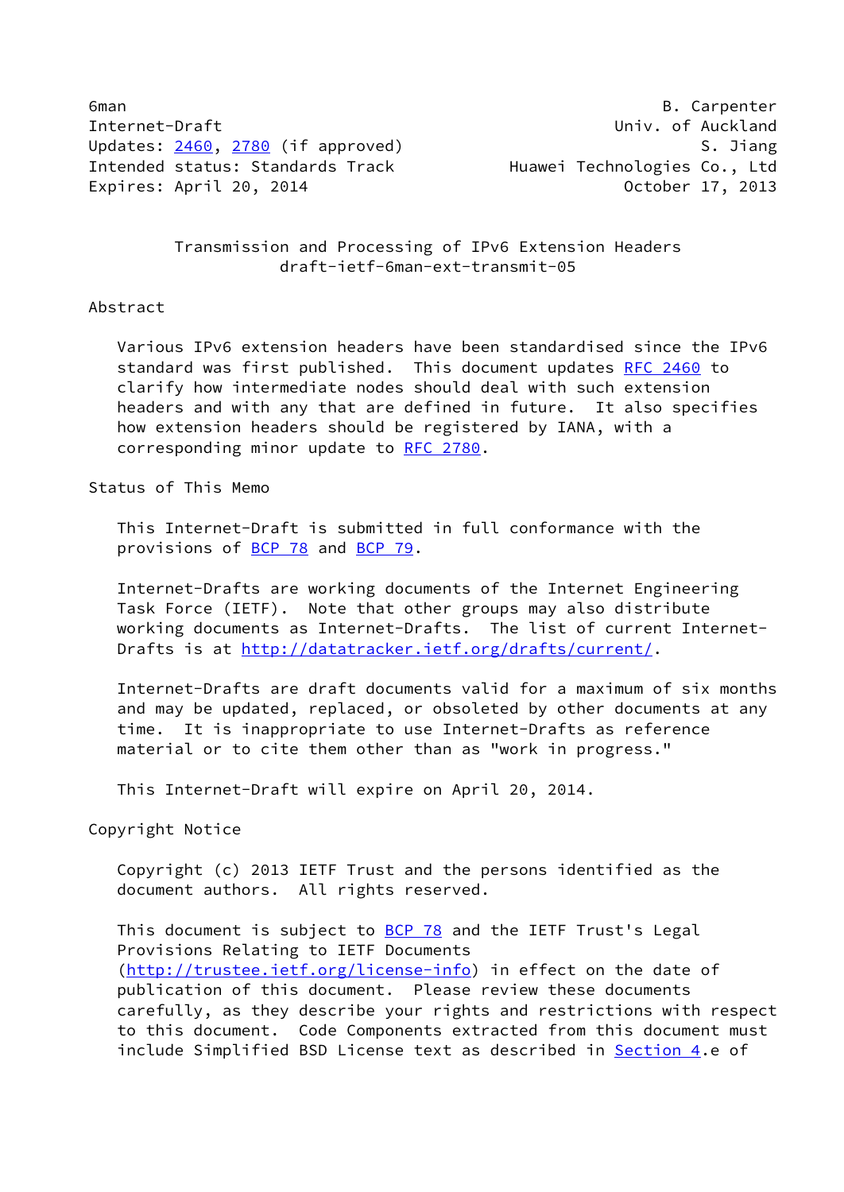6man B. Carpenter
Internet-Draft Univ. of Auckland
Updates: 2460, 2780 (if approved) S. Jiang
Intended status: Standards Track Huawei Technologies Co., Ltd
Expires: April 20, 2014 October 17, 2013

# Transmission and Processing of IPv6 Extension Headers
draft-ietf-6man-ext-transmit-05

## Abstract

Various IPv6 extension headers have been standardised since the IPv6 standard was first published. This document updates RFC 2460 to clarify how intermediate nodes should deal with such extension headers and with any that are defined in future. It also specifies how extension headers should be registered by IANA, with a corresponding minor update to RFC 2780.

## Status of This Memo

This Internet-Draft is submitted in full conformance with the provisions of BCP 78 and BCP 79.

Internet-Drafts are working documents of the Internet Engineering Task Force (IETF). Note that other groups may also distribute working documents as Internet-Drafts. The list of current Internet-Drafts is at http://datatracker.ietf.org/drafts/current/.

Internet-Drafts are draft documents valid for a maximum of six months and may be updated, replaced, or obsoleted by other documents at any time. It is inappropriate to use Internet-Drafts as reference material or to cite them other than as "work in progress."

This Internet-Draft will expire on April 20, 2014.

## Copyright Notice

Copyright (c) 2013 IETF Trust and the persons identified as the document authors. All rights reserved.

This document is subject to BCP 78 and the IETF Trust's Legal Provisions Relating to IETF Documents (http://trustee.ietf.org/license-info) in effect on the date of publication of this document. Please review these documents carefully, as they describe your rights and restrictions with respect to this document. Code Components extracted from this document must include Simplified BSD License text as described in Section 4.e of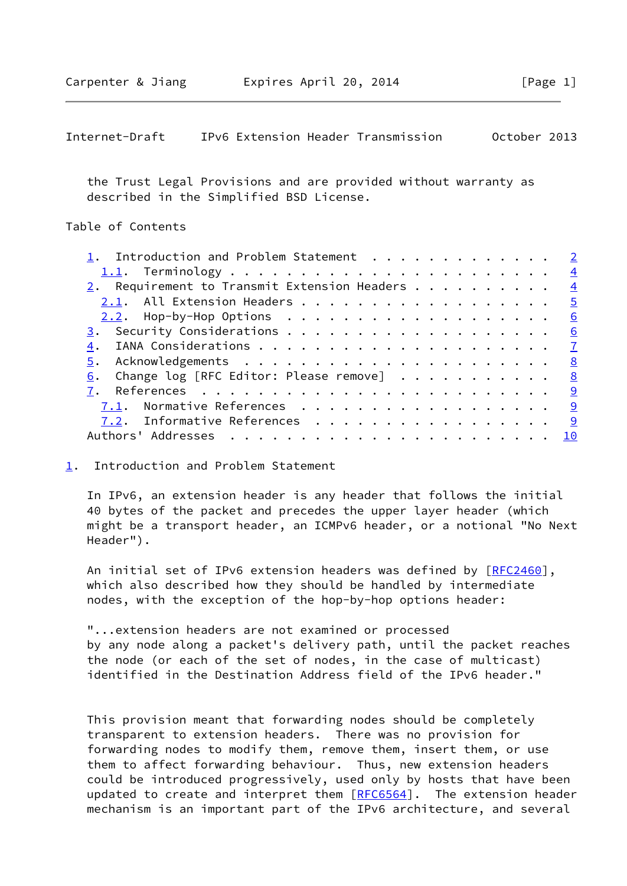the Trust Legal Provisions and are provided without warranty as described in the Simplified BSD License.

Table of Contents

1. Introduction and Problem Statement . . . . . . . . . . . . . 2
   1.1. Terminology . . . . . . . . . . . . . . . . . . . . . . . 4
2. Requirement to Transmit Extension Headers . . . . . . . . . . 4
   2.1. All Extension Headers . . . . . . . . . . . . . . . . . . 5
   2.2. Hop-by-Hop Options . . . . . . . . . . . . . . . . . . . 6
3. Security Considerations . . . . . . . . . . . . . . . . . . . 6
4. IANA Considerations . . . . . . . . . . . . . . . . . . . . . 7
5. Acknowledgements . . . . . . . . . . . . . . . . . . . . . . 8
6. Change log [RFC Editor: Please remove] . . . . . . . . . . . 8
7. References . . . . . . . . . . . . . . . . . . . . . . . . . 9
   7.1. Normative References . . . . . . . . . . . . . . . . . . 9
   7.2. Informative References . . . . . . . . . . . . . . . . . 9
Authors' Addresses . . . . . . . . . . . . . . . . . . . . . . . 10

## 1. Introduction and Problem Statement

In IPv6, an extension header is any header that follows the initial 40 bytes of the packet and precedes the upper layer header (which might be a transport header, an ICMPv6 header, or a notional "No Next Header").

An initial set of IPv6 extension headers was defined by [RFC2460], which also described how they should be handled by intermediate nodes, with the exception of the hop-by-hop options header:

"...extension headers are not examined or processed by any node along a packet's delivery path, until the packet reaches the node (or each of the set of nodes, in the case of multicast) identified in the Destination Address field of the IPv6 header."

This provision meant that forwarding nodes should be completely transparent to extension headers. There was no provision for forwarding nodes to modify them, remove them, insert them, or use them to affect forwarding behaviour. Thus, new extension headers could be introduced progressively, used only by hosts that have been updated to create and interpret them [RFC6564]. The extension header mechanism is an important part of the IPv6 architecture, and several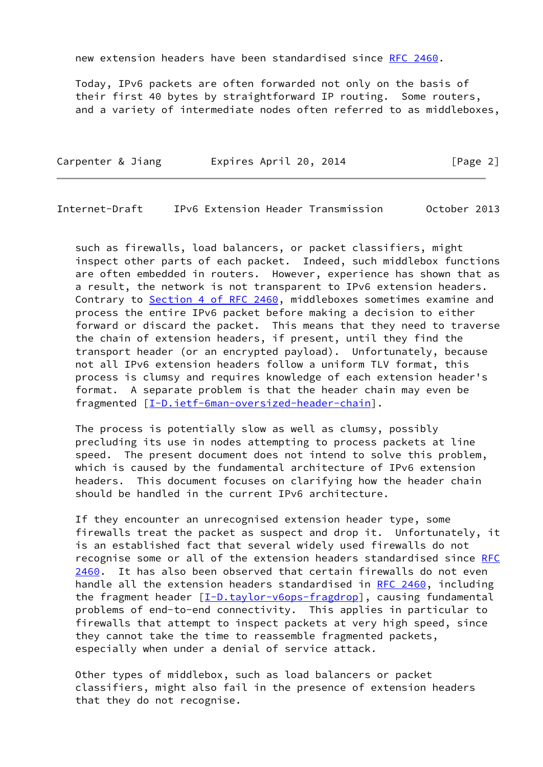new extension headers have been standardised since RFC 2460.

Today, IPv6 packets are often forwarded not only on the basis of their first 40 bytes by straightforward IP routing. Some routers, and a variety of intermediate nodes often referred to as middleboxes, such as firewalls, load balancers, or packet classifiers, might inspect other parts of each packet. Indeed, such middlebox functions are often embedded in routers. However, experience has shown that as a result, the network is not transparent to IPv6 extension headers. Contrary to Section 4 of RFC 2460, middleboxes sometimes examine and process the entire IPv6 packet before making a decision to either forward or discard the packet. This means that they need to traverse the chain of extension headers, if present, until they find the transport header (or an encrypted payload). Unfortunately, because not all IPv6 extension headers follow a uniform TLV format, this process is clumsy and requires knowledge of each extension header's format. A separate problem is that the header chain may even be fragmented [I-D.ietf-6man-oversized-header-chain].

The process is potentially slow as well as clumsy, possibly precluding its use in nodes attempting to process packets at line speed. The present document does not intend to solve this problem, which is caused by the fundamental architecture of IPv6 extension headers. This document focuses on clarifying how the header chain should be handled in the current IPv6 architecture.

If they encounter an unrecognised extension header type, some firewalls treat the packet as suspect and drop it. Unfortunately, it is an established fact that several widely used firewalls do not recognise some or all of the extension headers standardised since RFC 2460. It has also been observed that certain firewalls do not even handle all the extension headers standardised in RFC 2460, including the fragment header [I-D.taylor-v6ops-fragdrop], causing fundamental problems of end-to-end connectivity. This applies in particular to firewalls that attempt to inspect packets at very high speed, since they cannot take the time to reassemble fragmented packets, especially when under a denial of service attack.

Other types of middlebox, such as load balancers or packet classifiers, might also fail in the presence of extension headers that they do not recognise.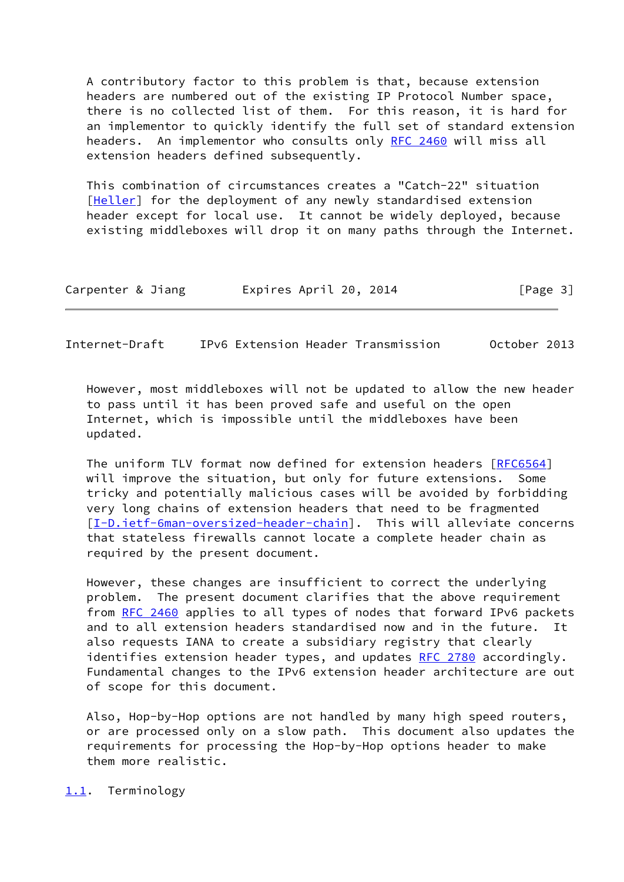A contributory factor to this problem is that, because extension headers are numbered out of the existing IP Protocol Number space, there is no collected list of them. For this reason, it is hard for an implementor to quickly identify the full set of standard extension headers. An implementor who consults only RFC 2460 will miss all extension headers defined subsequently.

This combination of circumstances creates a "Catch-22" situation [Heller] for the deployment of any newly standardised extension header except for local use. It cannot be widely deployed, because existing middleboxes will drop it on many paths through the Internet. However, most middleboxes will not be updated to allow the new header to pass until it has been proved safe and useful on the open Internet, which is impossible until the middleboxes have been updated.

The uniform TLV format now defined for extension headers [RFC6564] will improve the situation, but only for future extensions. Some tricky and potentially malicious cases will be avoided by forbidding very long chains of extension headers that need to be fragmented [I-D.ietf-6man-oversized-header-chain]. This will alleviate concerns that stateless firewalls cannot locate a complete header chain as required by the present document.

However, these changes are insufficient to correct the underlying problem. The present document clarifies that the above requirement from RFC 2460 applies to all types of nodes that forward IPv6 packets and to all extension headers standardised now and in the future. It also requests IANA to create a subsidiary registry that clearly identifies extension header types, and updates RFC 2780 accordingly. Fundamental changes to the IPv6 extension header architecture are out of scope for this document.

Also, Hop-by-Hop options are not handled by many high speed routers, or are processed only on a slow path. This document also updates the requirements for processing the Hop-by-Hop options header to make them more realistic.

## 1.1. Terminology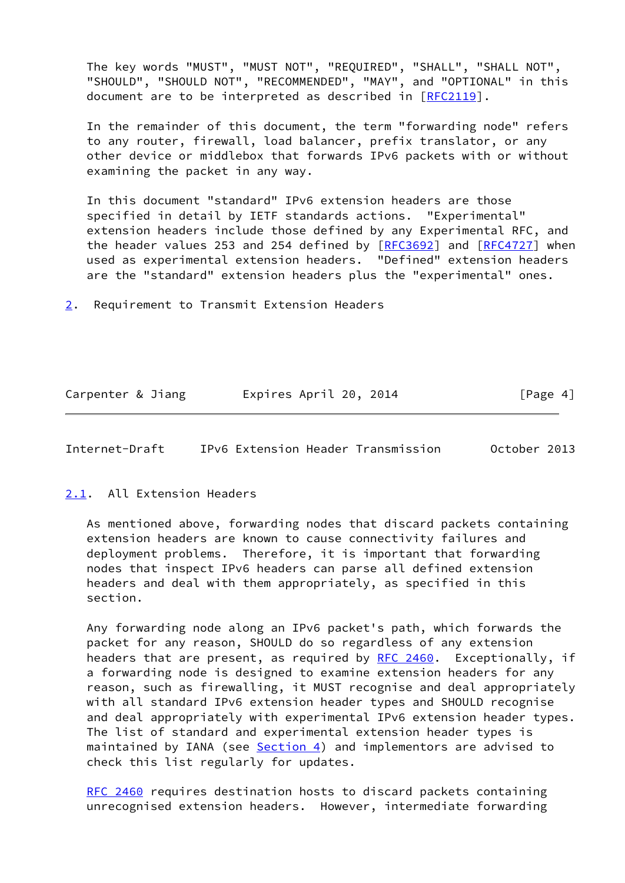The key words "MUST", "MUST NOT", "REQUIRED", "SHALL", "SHALL NOT", "SHOULD", "SHOULD NOT", "RECOMMENDED", "MAY", and "OPTIONAL" in this document are to be interpreted as described in [RFC2119].

In the remainder of this document, the term "forwarding node" refers to any router, firewall, load balancer, prefix translator, or any other device or middlebox that forwards IPv6 packets with or without examining the packet in any way.

In this document "standard" IPv6 extension headers are those specified in detail by IETF standards actions. "Experimental" extension headers include those defined by any Experimental RFC, and the header values 253 and 254 defined by [RFC3692] and [RFC4727] when used as experimental extension headers. "Defined" extension headers are the "standard" extension headers plus the "experimental" ones.

## 2. Requirement to Transmit Extension Headers

### 2.1. All Extension Headers

As mentioned above, forwarding nodes that discard packets containing extension headers are known to cause connectivity failures and deployment problems. Therefore, it is important that forwarding nodes that inspect IPv6 headers can parse all defined extension headers and deal with them appropriately, as specified in this section.

Any forwarding node along an IPv6 packet's path, which forwards the packet for any reason, SHOULD do so regardless of any extension headers that are present, as required by RFC 2460. Exceptionally, if a forwarding node is designed to examine extension headers for any reason, such as firewalling, it MUST recognise and deal appropriately with all standard IPv6 extension header types and SHOULD recognise and deal appropriately with experimental IPv6 extension header types. The list of standard and experimental extension header types is maintained by IANA (see Section 4) and implementors are advised to check this list regularly for updates.

RFC 2460 requires destination hosts to discard packets containing unrecognised extension headers. However, intermediate forwarding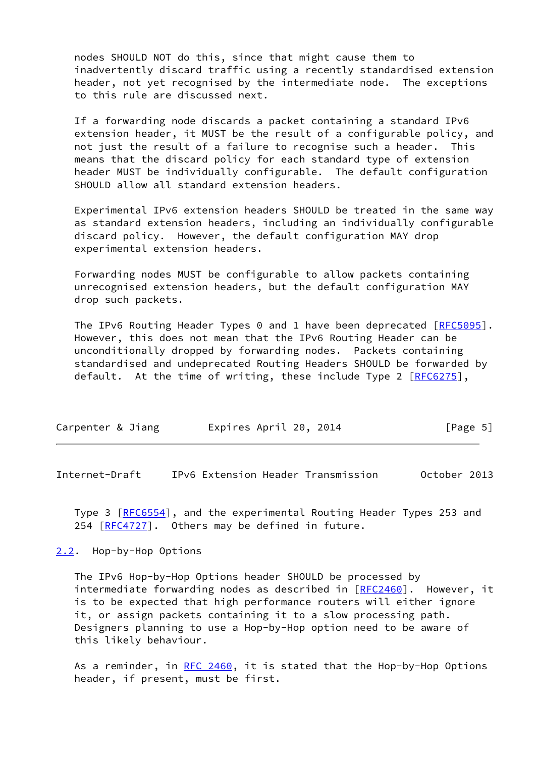nodes SHOULD NOT do this, since that might cause them to inadvertently discard traffic using a recently standardised extension header, not yet recognised by the intermediate node. The exceptions to this rule are discussed next.

If a forwarding node discards a packet containing a standard IPv6 extension header, it MUST be the result of a configurable policy, and not just the result of a failure to recognise such a header. This means that the discard policy for each standard type of extension header MUST be individually configurable. The default configuration SHOULD allow all standard extension headers.

Experimental IPv6 extension headers SHOULD be treated in the same way as standard extension headers, including an individually configurable discard policy. However, the default configuration MAY drop experimental extension headers.

Forwarding nodes MUST be configurable to allow packets containing unrecognised extension headers, but the default configuration MAY drop such packets.

The IPv6 Routing Header Types 0 and 1 have been deprecated [RFC5095]. However, this does not mean that the IPv6 Routing Header can be unconditionally dropped by forwarding nodes. Packets containing standardised and undeprecated Routing Headers SHOULD be forwarded by default. At the time of writing, these include Type 2 [RFC6275], Type 3 [RFC6554], and the experimental Routing Header Types 253 and 254 [RFC4727]. Others may be defined in future.

### 2.2. Hop-by-Hop Options

The IPv6 Hop-by-Hop Options header SHOULD be processed by intermediate forwarding nodes as described in [RFC2460]. However, it is to be expected that high performance routers will either ignore it, or assign packets containing it to a slow processing path. Designers planning to use a Hop-by-Hop option need to be aware of this likely behaviour.

As a reminder, in RFC 2460, it is stated that the Hop-by-Hop Options header, if present, must be first.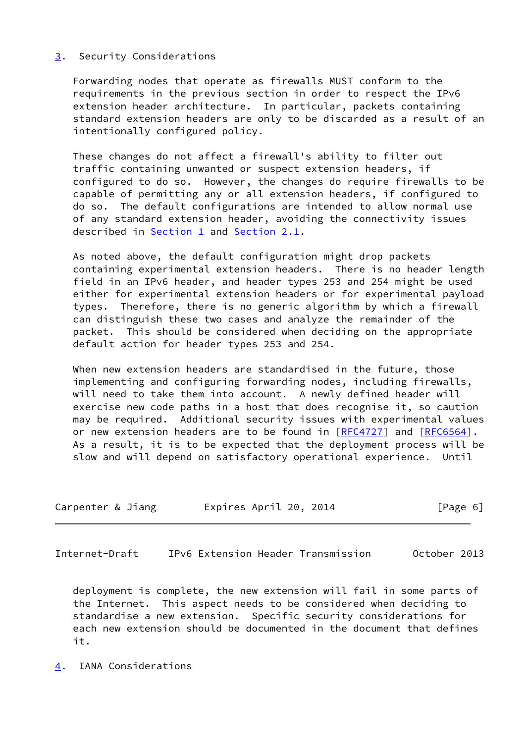## 3. Security Considerations

Forwarding nodes that operate as firewalls MUST conform to the requirements in the previous section in order to respect the IPv6 extension header architecture. In particular, packets containing standard extension headers are only to be discarded as a result of an intentionally configured policy.

These changes do not affect a firewall's ability to filter out traffic containing unwanted or suspect extension headers, if configured to do so. However, the changes do require firewalls to be capable of permitting any or all extension headers, if configured to do so. The default configurations are intended to allow normal use of any standard extension header, avoiding the connectivity issues described in Section 1 and Section 2.1.

As noted above, the default configuration might drop packets containing experimental extension headers. There is no header length field in an IPv6 header, and header types 253 and 254 might be used either for experimental extension headers or for experimental payload types. Therefore, there is no generic algorithm by which a firewall can distinguish these two cases and analyze the remainder of the packet. This should be considered when deciding on the appropriate default action for header types 253 and 254.

When new extension headers are standardised in the future, those implementing and configuring forwarding nodes, including firewalls, will need to take them into account. A newly defined header will exercise new code paths in a host that does recognise it, so caution may be required. Additional security issues with experimental values or new extension headers are to be found in [RFC4727] and [RFC6564]. As a result, it is to be expected that the deployment process will be slow and will depend on satisfactory operational experience. Until deployment is complete, the new extension will fail in some parts of the Internet. This aspect needs to be considered when deciding to standardise a new extension. Specific security considerations for each new extension should be documented in the document that defines it.

## 4. IANA Considerations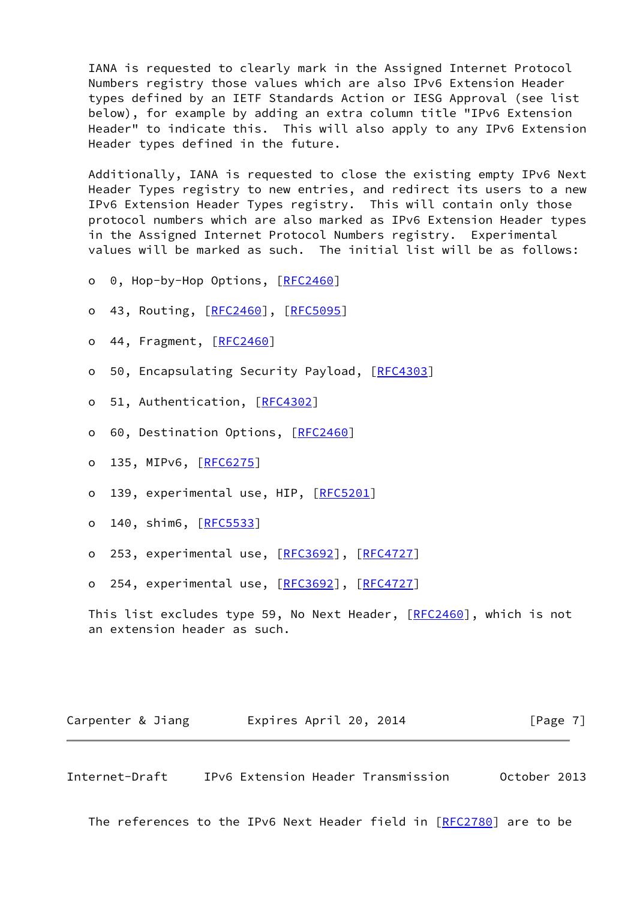IANA is requested to clearly mark in the Assigned Internet Protocol Numbers registry those values which are also IPv6 Extension Header types defined by an IETF Standards Action or IESG Approval (see list below), for example by adding an extra column title "IPv6 Extension Header" to indicate this. This will also apply to any IPv6 Extension Header types defined in the future.

Additionally, IANA is requested to close the existing empty IPv6 Next Header Types registry to new entries, and redirect its users to a new IPv6 Extension Header Types registry. This will contain only those protocol numbers which are also marked as IPv6 Extension Header types in the Assigned Internet Protocol Numbers registry. Experimental values will be marked as such. The initial list will be as follows:

- 0, Hop-by-Hop Options, [RFC2460]
- 43, Routing, [RFC2460], [RFC5095]
- 44, Fragment, [RFC2460]
- 50, Encapsulating Security Payload, [RFC4303]
- 51, Authentication, [RFC4302]
- 60, Destination Options, [RFC2460]
- 135, MIPv6, [RFC6275]
- 139, experimental use, HIP, [RFC5201]
- 140, shim6, [RFC5533]
- 253, experimental use, [RFC3692], [RFC4727]
- 254, experimental use, [RFC3692], [RFC4727]

This list excludes type 59, No Next Header, [RFC2460], which is not an extension header as such.

The references to the IPv6 Next Header field in [RFC2780] are to be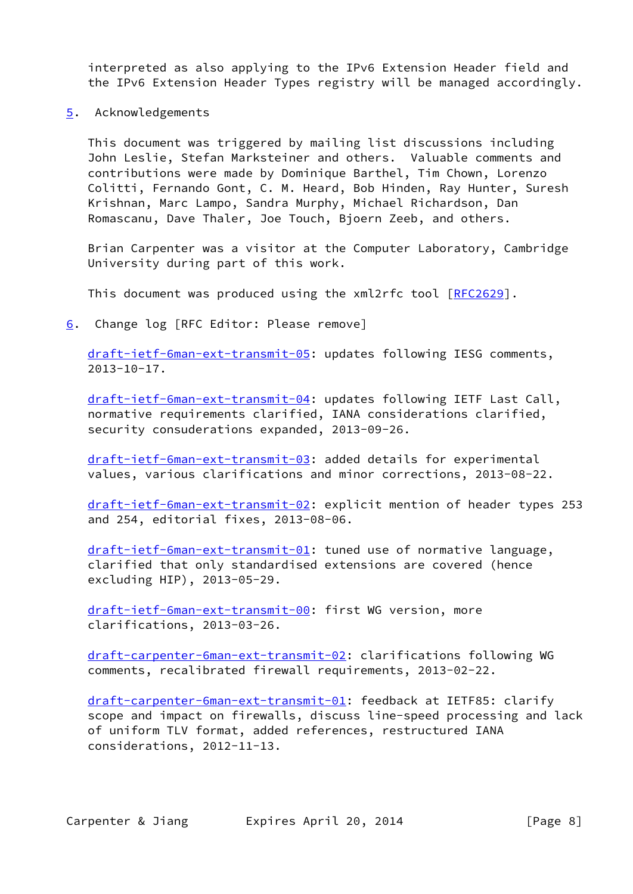interpreted as also applying to the IPv6 Extension Header field and the IPv6 Extension Header Types registry will be managed accordingly.

## 5. Acknowledgements

This document was triggered by mailing list discussions including John Leslie, Stefan Marksteiner and others. Valuable comments and contributions were made by Dominique Barthel, Tim Chown, Lorenzo Colitti, Fernando Gont, C. M. Heard, Bob Hinden, Ray Hunter, Suresh Krishnan, Marc Lampo, Sandra Murphy, Michael Richardson, Dan Romascanu, Dave Thaler, Joe Touch, Bjoern Zeeb, and others.

Brian Carpenter was a visitor at the Computer Laboratory, Cambridge University during part of this work.

This document was produced using the xml2rfc tool [RFC2629].

## 6. Change log [RFC Editor: Please remove]

draft-ietf-6man-ext-transmit-05: updates following IESG comments, 2013-10-17.

draft-ietf-6man-ext-transmit-04: updates following IETF Last Call, normative requirements clarified, IANA considerations clarified, security consuderations expanded, 2013-09-26.

draft-ietf-6man-ext-transmit-03: added details for experimental values, various clarifications and minor corrections, 2013-08-22.

draft-ietf-6man-ext-transmit-02: explicit mention of header types 253 and 254, editorial fixes, 2013-08-06.

draft-ietf-6man-ext-transmit-01: tuned use of normative language, clarified that only standardised extensions are covered (hence excluding HIP), 2013-05-29.

draft-ietf-6man-ext-transmit-00: first WG version, more clarifications, 2013-03-26.

draft-carpenter-6man-ext-transmit-02: clarifications following WG comments, recalibrated firewall requirements, 2013-02-22.

draft-carpenter-6man-ext-transmit-01: feedback at IETF85: clarify scope and impact on firewalls, discuss line-speed processing and lack of uniform TLV format, added references, restructured IANA considerations, 2012-11-13.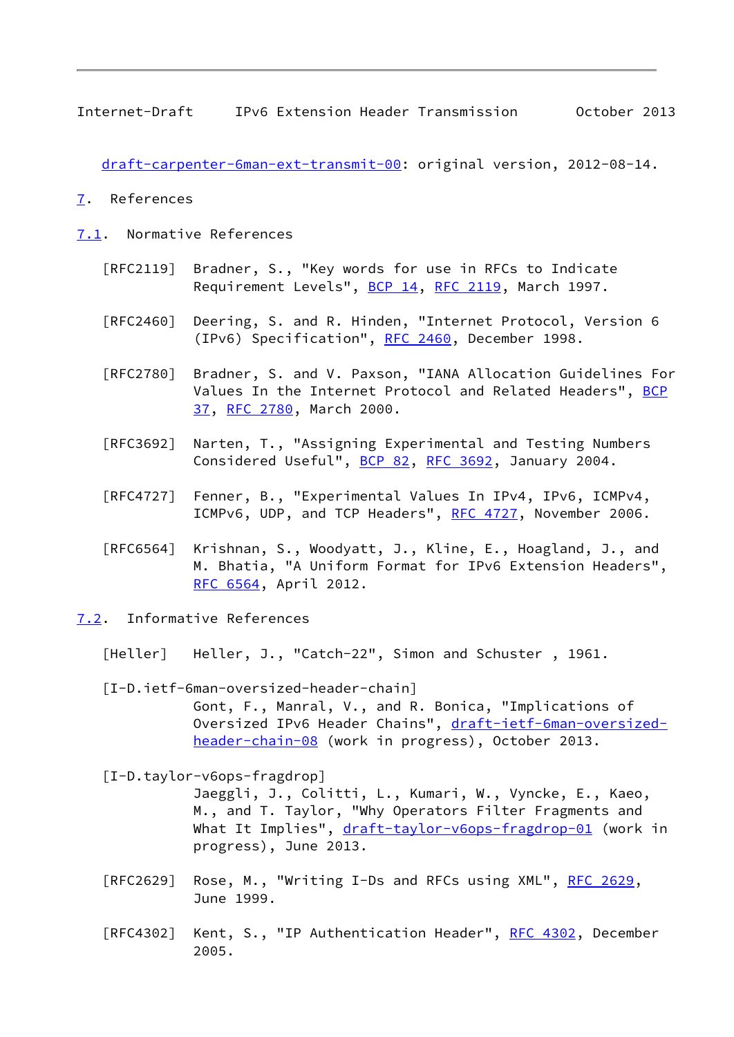draft-carpenter-6man-ext-transmit-00: original version, 2012-08-14.

## 7. References

### 7.1. Normative References

[RFC2119] Bradner, S., "Key words for use in RFCs to Indicate Requirement Levels", BCP 14, RFC 2119, March 1997.

[RFC2460] Deering, S. and R. Hinden, "Internet Protocol, Version 6 (IPv6) Specification", RFC 2460, December 1998.

[RFC2780] Bradner, S. and V. Paxson, "IANA Allocation Guidelines For Values In the Internet Protocol and Related Headers", BCP 37, RFC 2780, March 2000.

[RFC3692] Narten, T., "Assigning Experimental and Testing Numbers Considered Useful", BCP 82, RFC 3692, January 2004.

[RFC4727] Fenner, B., "Experimental Values In IPv4, IPv6, ICMPv4, ICMPv6, UDP, and TCP Headers", RFC 4727, November 2006.

[RFC6564] Krishnan, S., Woodyatt, J., Kline, E., Hoagland, J., and M. Bhatia, "A Uniform Format for IPv6 Extension Headers", RFC 6564, April 2012.

### 7.2. Informative References

[Heller] Heller, J., "Catch-22", Simon and Schuster , 1961.

[I-D.ietf-6man-oversized-header-chain]
Gont, F., Manral, V., and R. Bonica, "Implications of Oversized IPv6 Header Chains", draft-ietf-6man-oversized-header-chain-08 (work in progress), October 2013.

[I-D.taylor-v6ops-fragdrop]
Jaeggli, J., Colitti, L., Kumari, W., Vyncke, E., Kaeo, M., and T. Taylor, "Why Operators Filter Fragments and What It Implies", draft-taylor-v6ops-fragdrop-01 (work in progress), June 2013.

[RFC2629] Rose, M., "Writing I-Ds and RFCs using XML", RFC 2629, June 1999.

[RFC4302] Kent, S., "IP Authentication Header", RFC 4302, December 2005.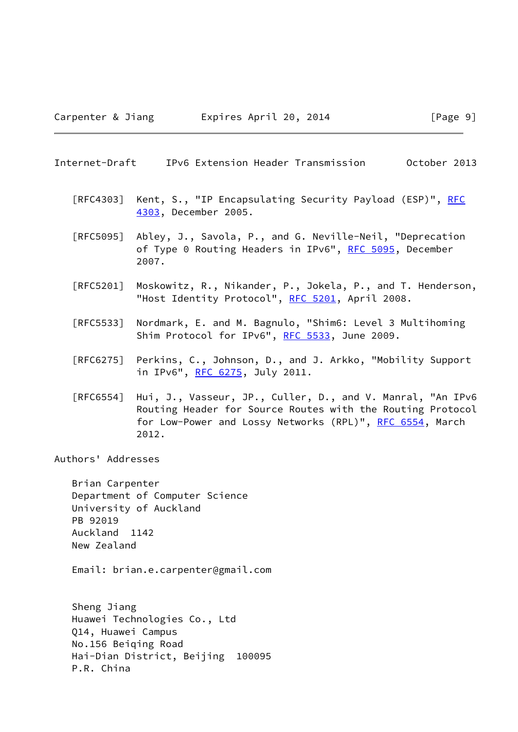[RFC4303] Kent, S., "IP Encapsulating Security Payload (ESP)", RFC 4303, December 2005.

[RFC5095] Abley, J., Savola, P., and G. Neville-Neil, "Deprecation of Type 0 Routing Headers in IPv6", RFC 5095, December 2007.

[RFC5201] Moskowitz, R., Nikander, P., Jokela, P., and T. Henderson, "Host Identity Protocol", RFC 5201, April 2008.

[RFC5533] Nordmark, E. and M. Bagnulo, "Shim6: Level 3 Multihoming Shim Protocol for IPv6", RFC 5533, June 2009.

[RFC6275] Perkins, C., Johnson, D., and J. Arkko, "Mobility Support in IPv6", RFC 6275, July 2011.

[RFC6554] Hui, J., Vasseur, JP., Culler, D., and V. Manral, "An IPv6 Routing Header for Source Routes with the Routing Protocol for Low-Power and Lossy Networks (RPL)", RFC 6554, March 2012.

## Authors' Addresses

Brian Carpenter
Department of Computer Science
University of Auckland
PB 92019
Auckland  1142
New Zealand

Email: brian.e.carpenter@gmail.com

Sheng Jiang
Huawei Technologies Co., Ltd
Q14, Huawei Campus
No.156 Beiqing Road
Hai-Dian District, Beijing  100095
P.R. China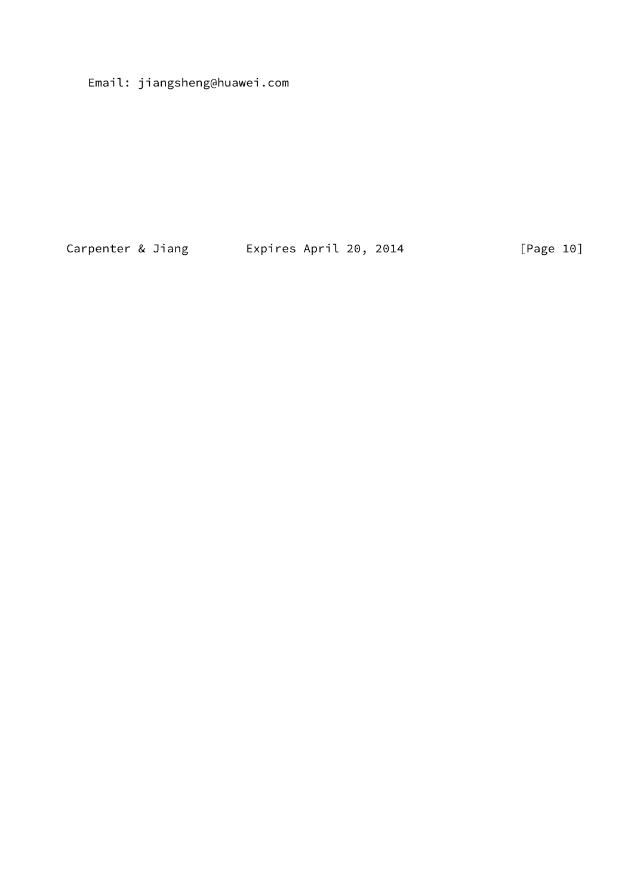Email: jiangsheng@huawei.com